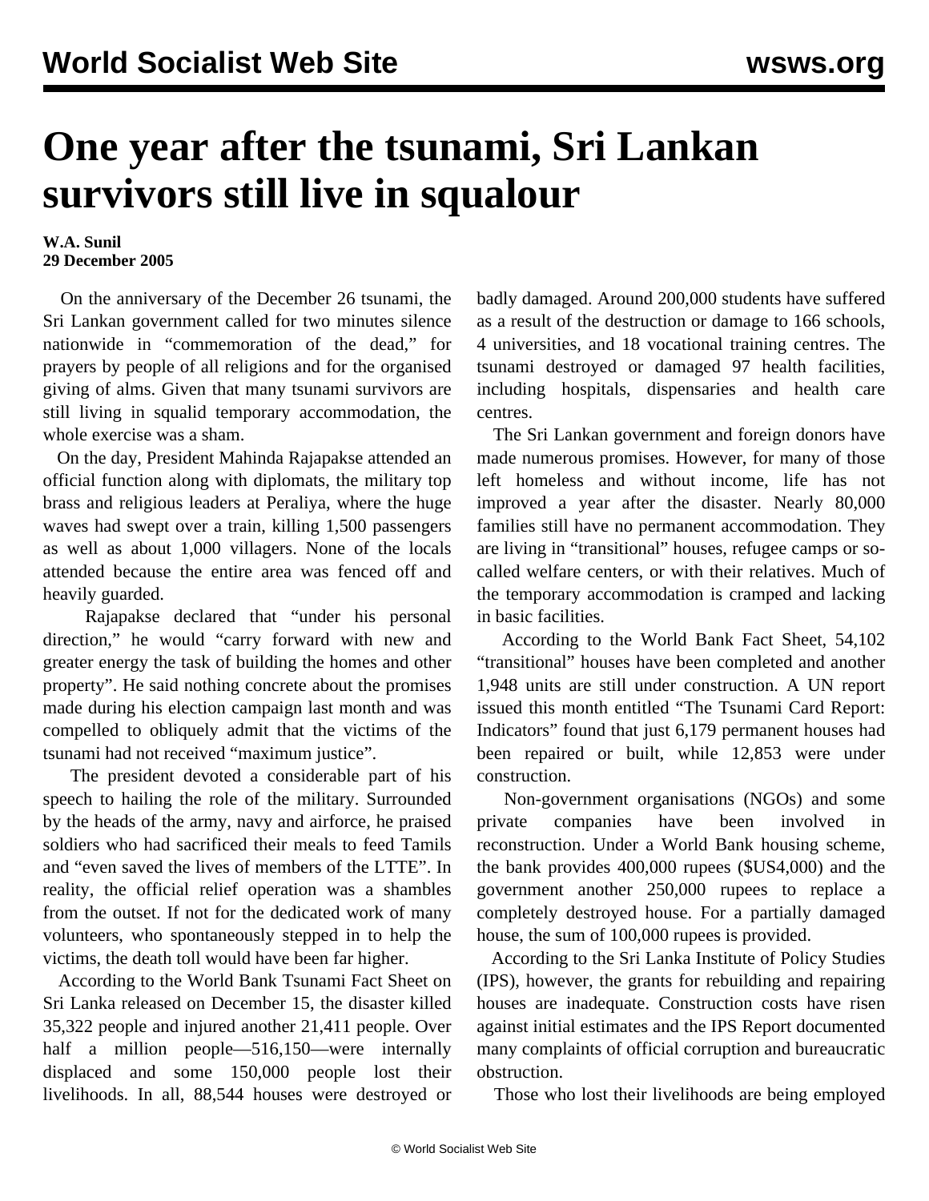# One year after the tsunami, Sri Lankan survivors still live in squalour

**W.A. Sunil**
**29 December 2005**

On the anniversary of the December 26 tsunami, the Sri Lankan government called for two minutes silence nationwide in "commemoration of the dead," for prayers by people of all religions and for the organised giving of alms. Given that many tsunami survivors are still living in squalid temporary accommodation, the whole exercise was a sham.

On the day, President Mahinda Rajapakse attended an official function along with diplomats, the military top brass and religious leaders at Peraliya, where the huge waves had swept over a train, killing 1,500 passengers as well as about 1,000 villagers. None of the locals attended because the entire area was fenced off and heavily guarded.

Rajapakse declared that "under his personal direction," he would "carry forward with new and greater energy the task of building the homes and other property". He said nothing concrete about the promises made during his election campaign last month and was compelled to obliquely admit that the victims of the tsunami had not received "maximum justice".

The president devoted a considerable part of his speech to hailing the role of the military. Surrounded by the heads of the army, navy and airforce, he praised soldiers who had sacrificed their meals to feed Tamils and "even saved the lives of members of the LTTE". In reality, the official relief operation was a shambles from the outset. If not for the dedicated work of many volunteers, who spontaneously stepped in to help the victims, the death toll would have been far higher.

According to the World Bank Tsunami Fact Sheet on Sri Lanka released on December 15, the disaster killed 35,322 people and injured another 21,411 people. Over half a million people—516,150—were internally displaced and some 150,000 people lost their livelihoods. In all, 88,544 houses were destroyed or badly damaged. Around 200,000 students have suffered as a result of the destruction or damage to 166 schools, 4 universities, and 18 vocational training centres. The tsunami destroyed or damaged 97 health facilities, including hospitals, dispensaries and health care centres.

The Sri Lankan government and foreign donors have made numerous promises. However, for many of those left homeless and without income, life has not improved a year after the disaster. Nearly 80,000 families still have no permanent accommodation. They are living in "transitional" houses, refugee camps or so-called welfare centers, or with their relatives. Much of the temporary accommodation is cramped and lacking in basic facilities.

According to the World Bank Fact Sheet, 54,102 "transitional" houses have been completed and another 1,948 units are still under construction. A UN report issued this month entitled "The Tsunami Card Report: Indicators" found that just 6,179 permanent houses had been repaired or built, while 12,853 were under construction.

Non-government organisations (NGOs) and some private companies have been involved in reconstruction. Under a World Bank housing scheme, the bank provides 400,000 rupees ($US4,000) and the government another 250,000 rupees to replace a completely destroyed house. For a partially damaged house, the sum of 100,000 rupees is provided.

According to the Sri Lanka Institute of Policy Studies (IPS), however, the grants for rebuilding and repairing houses are inadequate. Construction costs have risen against initial estimates and the IPS Report documented many complaints of official corruption and bureaucratic obstruction.

Those who lost their livelihoods are being employed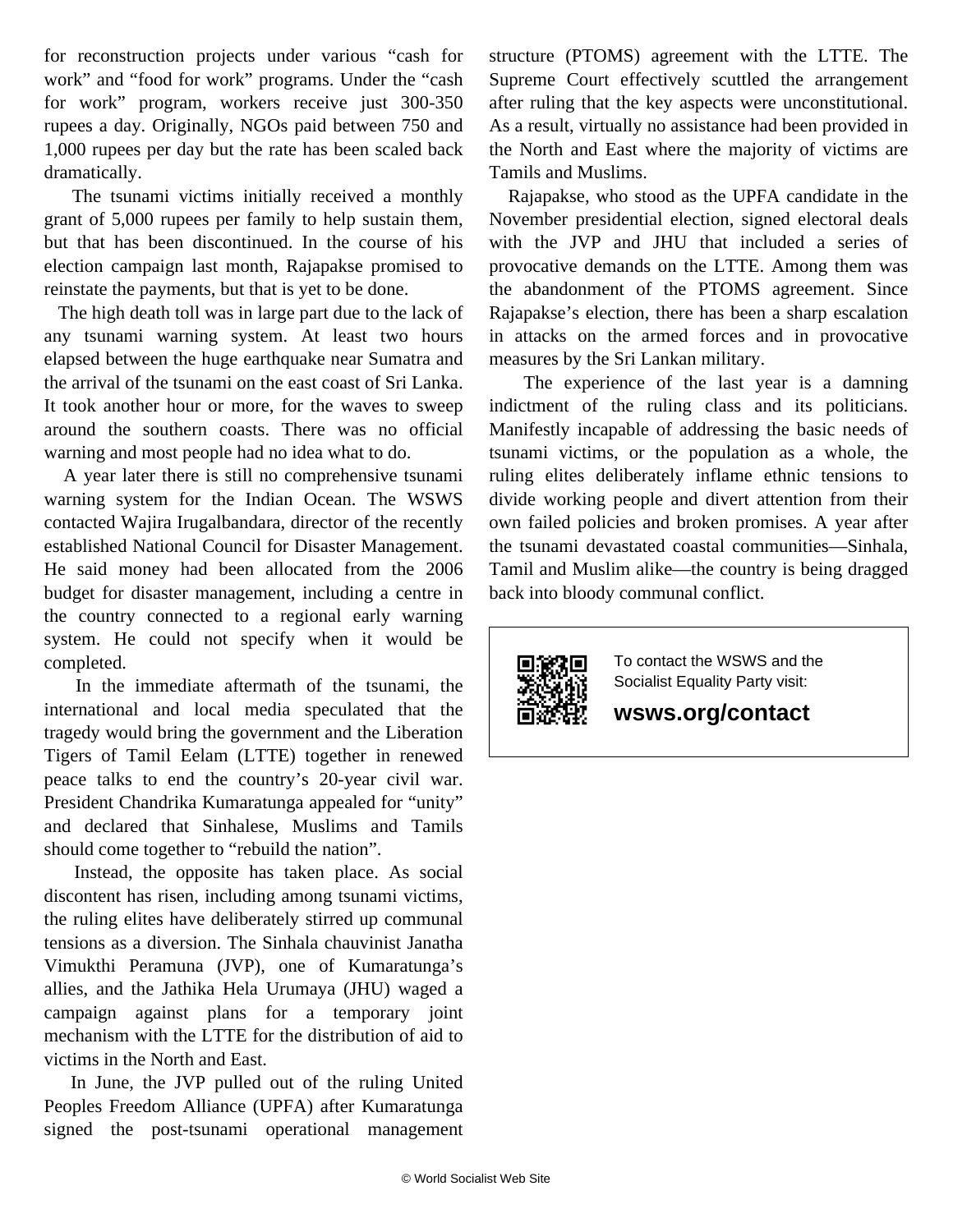for reconstruction projects under various “cash for work” and “food for work” programs. Under the “cash for work” program, workers receive just 300-350 rupees a day. Originally, NGOs paid between 750 and 1,000 rupees per day but the rate has been scaled back dramatically.

The tsunami victims initially received a monthly grant of 5,000 rupees per family to help sustain them, but that has been discontinued. In the course of his election campaign last month, Rajapakse promised to reinstate the payments, but that is yet to be done.

The high death toll was in large part due to the lack of any tsunami warning system. At least two hours elapsed between the huge earthquake near Sumatra and the arrival of the tsunami on the east coast of Sri Lanka. It took another hour or more, for the waves to sweep around the southern coasts. There was no official warning and most people had no idea what to do.

A year later there is still no comprehensive tsunami warning system for the Indian Ocean. The WSWS contacted Wajira Irugalbandara, director of the recently established National Council for Disaster Management. He said money had been allocated from the 2006 budget for disaster management, including a centre in the country connected to a regional early warning system. He could not specify when it would be completed.

In the immediate aftermath of the tsunami, the international and local media speculated that the tragedy would bring the government and the Liberation Tigers of Tamil Eelam (LTTE) together in renewed peace talks to end the country’s 20-year civil war. President Chandrika Kumaratunga appealed for “unity” and declared that Sinhalese, Muslims and Tamils should come together to “rebuild the nation”.

Instead, the opposite has taken place. As social discontent has risen, including among tsunami victims, the ruling elites have deliberately stirred up communal tensions as a diversion. The Sinhala chauvinist Janatha Vimukthi Peramuna (JVP), one of Kumaratunga’s allies, and the Jathika Hela Urumaya (JHU) waged a campaign against plans for a temporary joint mechanism with the LTTE for the distribution of aid to victims in the North and East.

In June, the JVP pulled out of the ruling United Peoples Freedom Alliance (UPFA) after Kumaratunga signed the post-tsunami operational management structure (PTOMS) agreement with the LTTE. The Supreme Court effectively scuttled the arrangement after ruling that the key aspects were unconstitutional. As a result, virtually no assistance had been provided in the North and East where the majority of victims are Tamils and Muslims.

Rajapakse, who stood as the UPFA candidate in the November presidential election, signed electoral deals with the JVP and JHU that included a series of provocative demands on the LTTE. Among them was the abandonment of the PTOMS agreement. Since Rajapakse’s election, there has been a sharp escalation in attacks on the armed forces and in provocative measures by the Sri Lankan military.

The experience of the last year is a damning indictment of the ruling class and its politicians. Manifestly incapable of addressing the basic needs of tsunami victims, or the population as a whole, the ruling elites deliberately inflame ethnic tensions to divide working people and divert attention from their own failed policies and broken promises. A year after the tsunami devastated coastal communities—Sinhala, Tamil and Muslim alike—the country is being dragged back into bloody communal conflict.

To contact the WSWS and the Socialist Equality Party visit:

**wsws.org/contact**